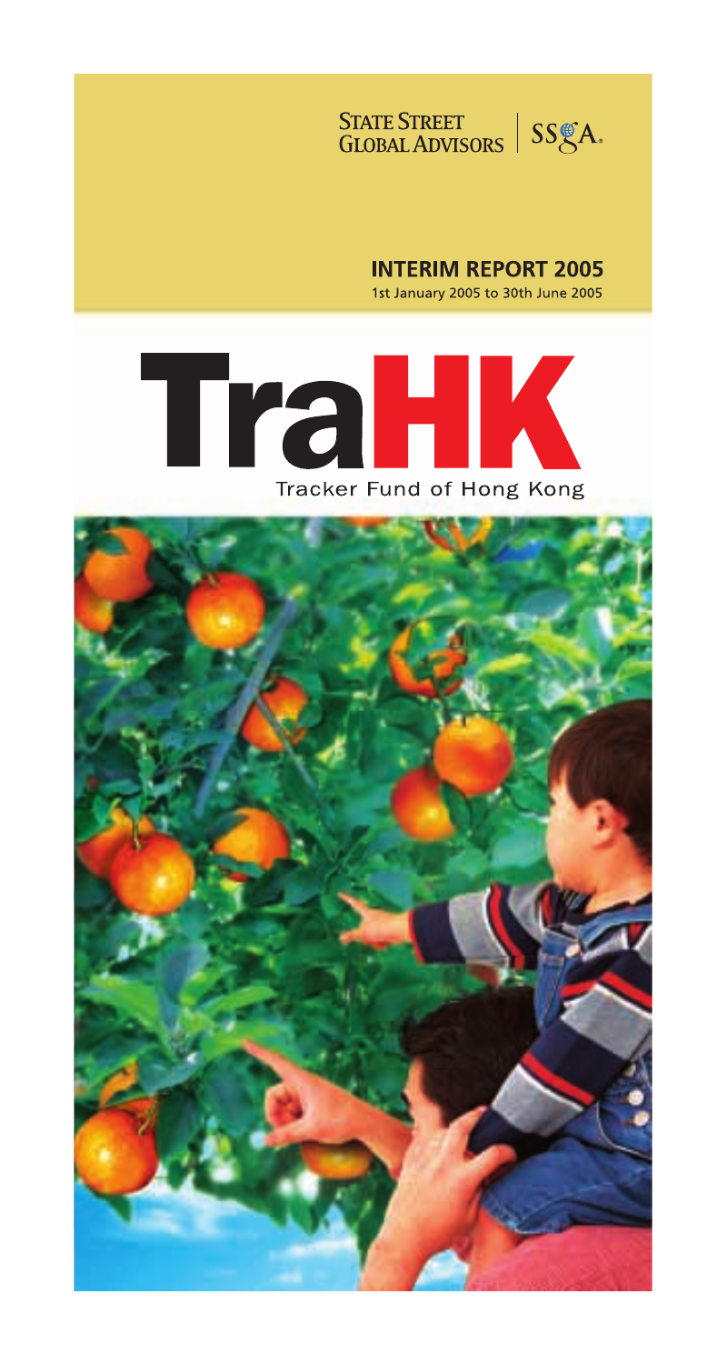STATE STREET GLOBAL ADVISORS | SSgA

# INTERIM REPORT 2005

1st January 2005 to 30th June 2005

# TraHK

Tracker Fund of Hong Kong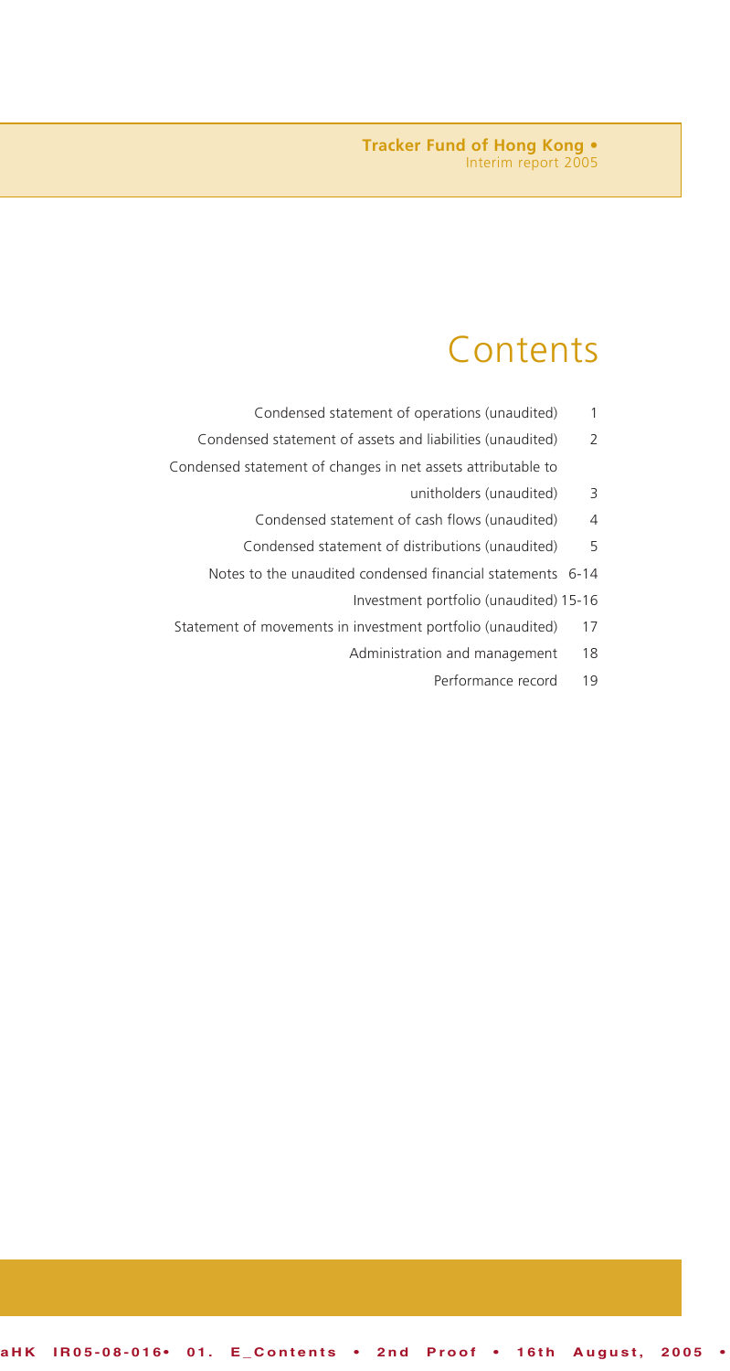# Contents

| | |
|---|---|
| Condensed statement of operations (unaudited) | 1 |
| Condensed statement of assets and liabilities (unaudited) | 2 |
| Condensed statement of changes in net assets attributable to unitholders (unaudited) | 3 |
| Condensed statement of cash flows (unaudited) | 4 |
| Condensed statement of distributions (unaudited) | 5 |
| Notes to the unaudited condensed financial statements | 6-14 |
| Investment portfolio (unaudited) | 15-16 |
| Statement of movements in investment portfolio (unaudited) | 17 |
| Administration and management | 18 |
| Performance record | 19 |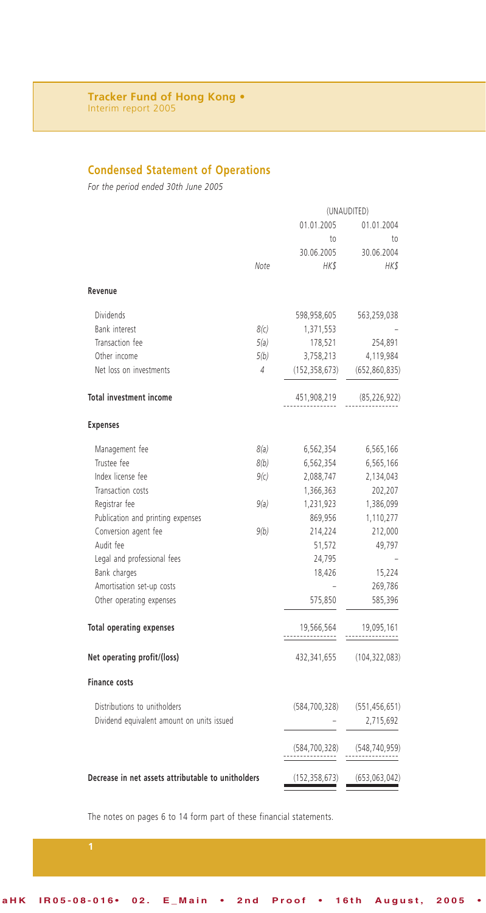## Condensed Statement of Operations

*For the period ended 30th June 2005*

| | Note | (UNAUDITED) 01.01.2005 to 30.06.2005 HK$ | 01.01.2004 to 30.06.2004 HK$ |
|---|---|---|---|
| **Revenue** | | | |
| Dividends | | 598,958,605 | 563,259,038 |
| Bank interest | 8(c) | 1,371,553 | – |
| Transaction fee | 5(a) | 178,521 | 254,891 |
| Other income | 5(b) | 3,758,213 | 4,119,984 |
| Net loss on investments | 4 | (152,358,673) | (652,860,835) |
| **Total investment income** | | 451,908,219 | (85,226,922) |
| **Expenses** | | | |
| Management fee | 8(a) | 6,562,354 | 6,565,166 |
| Trustee fee | 8(b) | 6,562,354 | 6,565,166 |
| Index license fee | 9(c) | 2,088,747 | 2,134,043 |
| Transaction costs | | 1,366,363 | 202,207 |
| Registrar fee | 9(a) | 1,231,923 | 1,386,099 |
| Publication and printing expenses | | 869,956 | 1,110,277 |
| Conversion agent fee | 9(b) | 214,224 | 212,000 |
| Audit fee | | 51,572 | 49,797 |
| Legal and professional fees | | 24,795 | – |
| Bank charges | | 18,426 | 15,224 |
| Amortisation set-up costs | | – | 269,786 |
| Other operating expenses | | 575,850 | 585,396 |
| **Total operating expenses** | | 19,566,564 | 19,095,161 |
| **Net operating profit/(loss)** | | 432,341,655 | (104,322,083) |
| **Finance costs** | | | |
| Distributions to unitholders | | (584,700,328) | (551,456,651) |
| Dividend equivalent amount on units issued | | – | 2,715,692 |
| | | (584,700,328) | (548,740,959) |
| **Decrease in net assets attributable to unitholders** | | (152,358,673) | (653,063,042) |

The notes on pages 6 to 14 form part of these financial statements.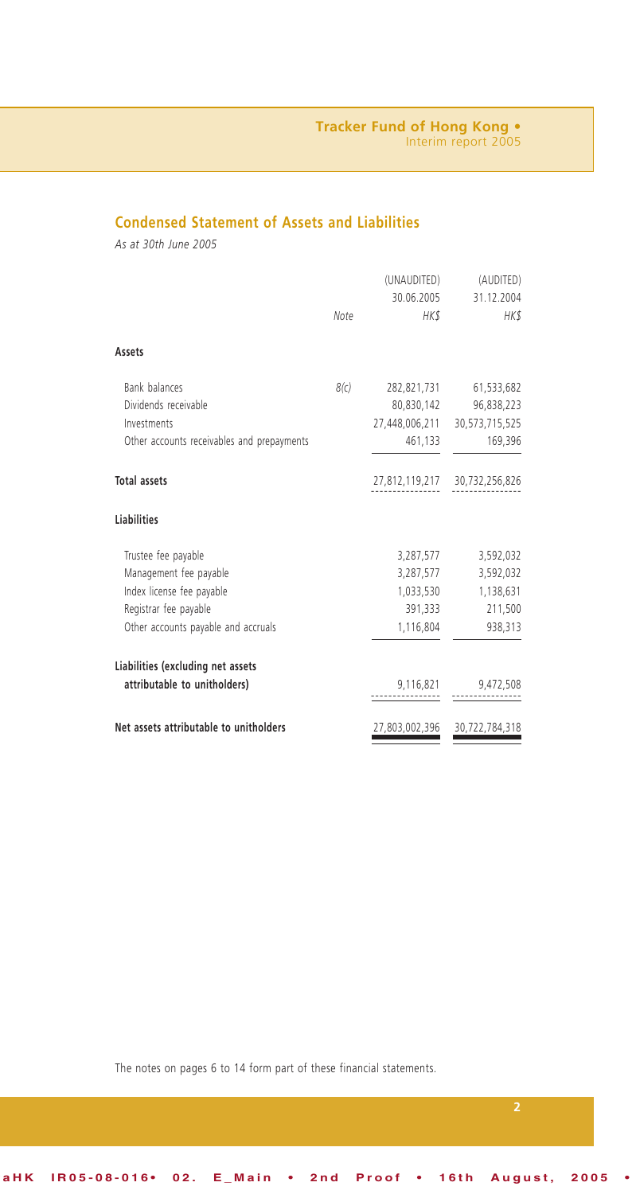## Condensed Statement of Assets and Liabilities

*As at 30th June 2005*

| | Note | (UNAUDITED) 30.06.2005 HK$ | (AUDITED) 31.12.2004 HK$ |
|---|---|---|---|
| **Assets** | | | |
| Bank balances | 8(c) | 282,821,731 | 61,533,682 |
| Dividends receivable | | 80,830,142 | 96,838,223 |
| Investments | | 27,448,006,211 | 30,573,715,525 |
| Other accounts receivables and prepayments | | 461,133 | 169,396 |
| **Total assets** | | 27,812,119,217 | 30,732,256,826 |
| **Liabilities** | | | |
| Trustee fee payable | | 3,287,577 | 3,592,032 |
| Management fee payable | | 3,287,577 | 3,592,032 |
| Index license fee payable | | 1,033,530 | 1,138,631 |
| Registrar fee payable | | 391,333 | 211,500 |
| Other accounts payable and accruals | | 1,116,804 | 938,313 |
| **Liabilities (excluding net assets attributable to unitholders)** | | 9,116,821 | 9,472,508 |
| **Net assets attributable to unitholders** | | 27,803,002,396 | 30,722,784,318 |

The notes on pages 6 to 14 form part of these financial statements.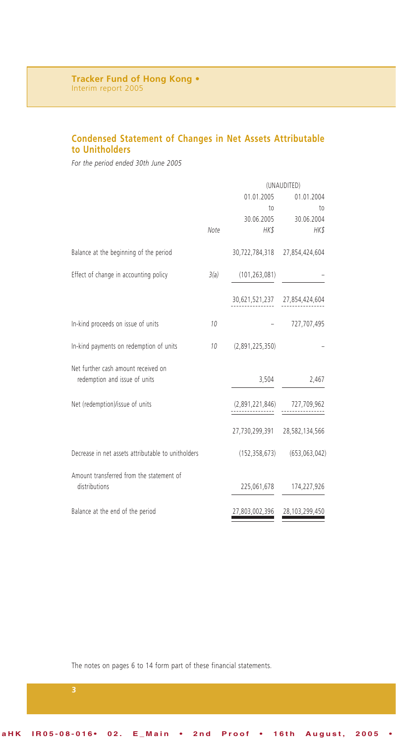## Condensed Statement of Changes in Net Assets Attributable to Unitholders

*For the period ended 30th June 2005*

| | Note | (UNAUDITED) 01.01.2005 to 30.06.2005 HK$ | 01.01.2004 to 30.06.2004 HK$ |
|---|---|---|---|
| Balance at the beginning of the period | | 30,722,784,318 | 27,854,424,604 |
| Effect of change in accounting policy | 3(a) | (101,263,081) | – |
| | | 30,621,521,237 | 27,854,424,604 |
| In-kind proceeds on issue of units | 10 | – | 727,707,495 |
| In-kind payments on redemption of units | 10 | (2,891,225,350) | – |
| Net further cash amount received on redemption and issue of units | | 3,504 | 2,467 |
| Net (redemption)/issue of units | | (2,891,221,846) | 727,709,962 |
| | | 27,730,299,391 | 28,582,134,566 |
| Decrease in net assets attributable to unitholders | | (152,358,673) | (653,063,042) |
| Amount transferred from the statement of distributions | | 225,061,678 | 174,227,926 |
| Balance at the end of the period | | 27,803,002,396 | 28,103,299,450 |

The notes on pages 6 to 14 form part of these financial statements.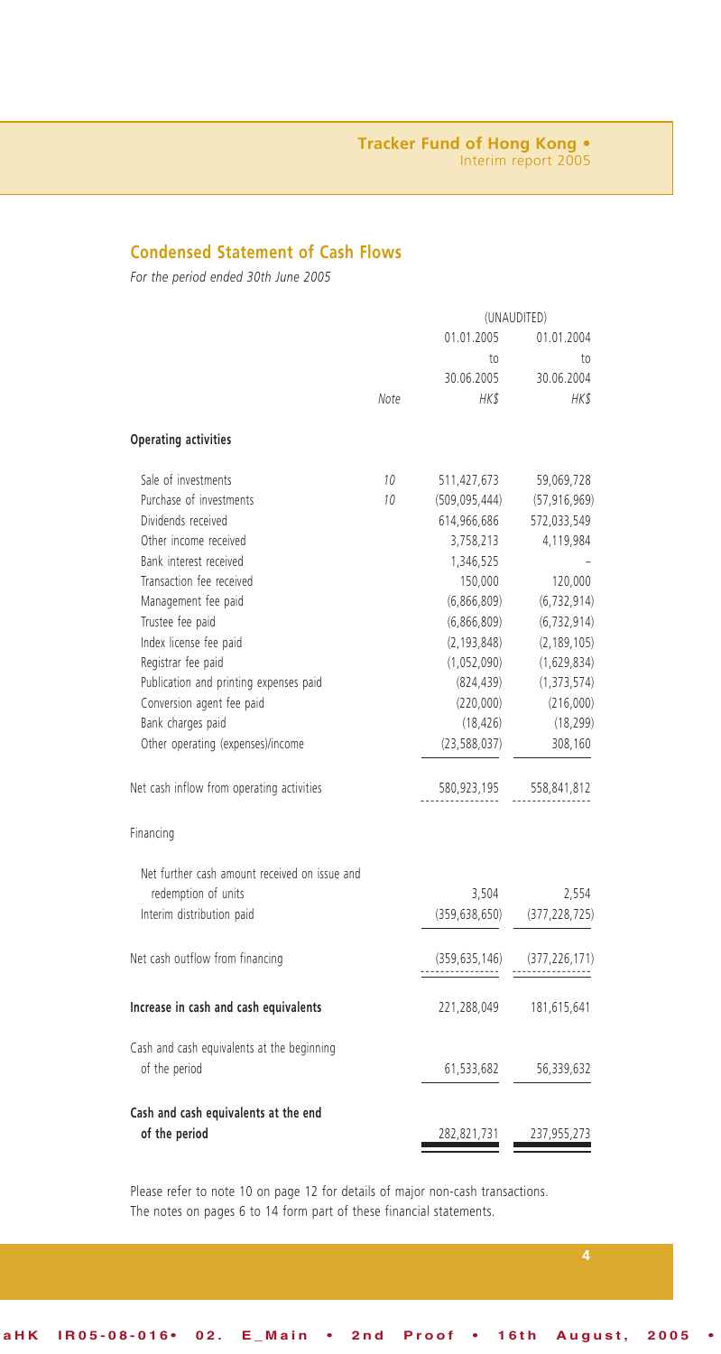## Condensed Statement of Cash Flows

*For the period ended 30th June 2005*

| | Note | (UNAUDITED) 01.01.2005 to 30.06.2005 HK$ | 01.01.2004 to 30.06.2004 HK$ |
|---|---|---|---|
| **Operating activities** | | | |
| Sale of investments | 10 | 511,427,673 | 59,069,728 |
| Purchase of investments | 10 | (509,095,444) | (57,916,969) |
| Dividends received | | 614,966,686 | 572,033,549 |
| Other income received | | 3,758,213 | 4,119,984 |
| Bank interest received | | 1,346,525 | – |
| Transaction fee received | | 150,000 | 120,000 |
| Management fee paid | | (6,866,809) | (6,732,914) |
| Trustee fee paid | | (6,866,809) | (6,732,914) |
| Index license fee paid | | (2,193,848) | (2,189,105) |
| Registrar fee paid | | (1,052,090) | (1,629,834) |
| Publication and printing expenses paid | | (824,439) | (1,373,574) |
| Conversion agent fee paid | | (220,000) | (216,000) |
| Bank charges paid | | (18,426) | (18,299) |
| Other operating (expenses)/income | | (23,588,037) | 308,160 |
| Net cash inflow from operating activities | | 580,923,195 | 558,841,812 |
| Financing | | | |
| Net further cash amount received on issue and redemption of units | | 3,504 | 2,554 |
| Interim distribution paid | | (359,638,650) | (377,228,725) |
| Net cash outflow from financing | | (359,635,146) | (377,226,171) |
| **Increase in cash and cash equivalents** | | 221,288,049 | 181,615,641 |
| Cash and cash equivalents at the beginning of the period | | 61,533,682 | 56,339,632 |
| **Cash and cash equivalents at the end of the period** | | 282,821,731 | 237,955,273 |

Please refer to note 10 on page 12 for details of major non-cash transactions.
The notes on pages 6 to 14 form part of these financial statements.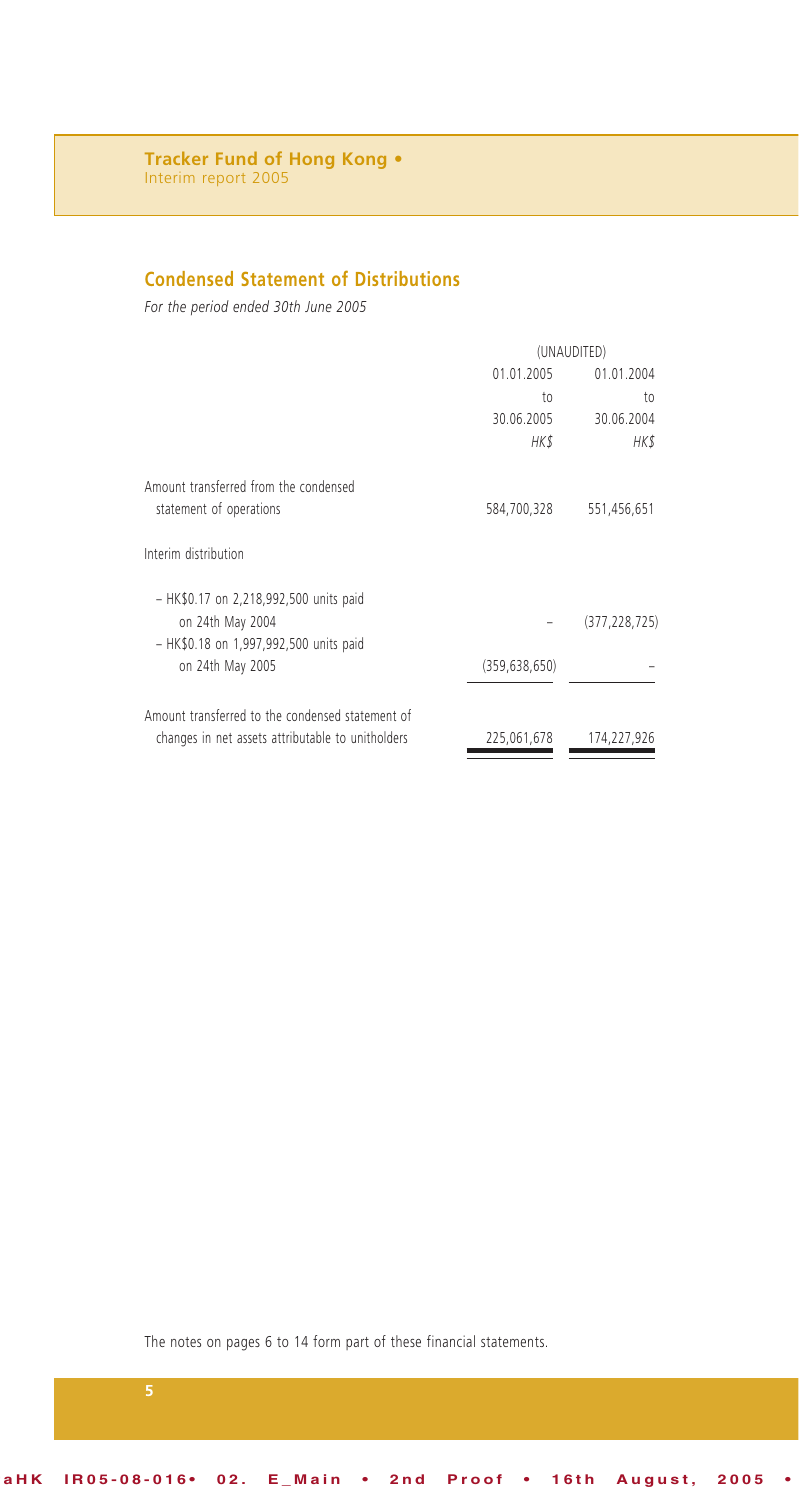## Condensed Statement of Distributions

*For the period ended 30th June 2005*

| | (UNAUDITED) | |
|---|---|---|
| | 01.01.2005 to 30.06.2005 | 01.01.2004 to 30.06.2004 |
| | *HK$* | *HK$* |
| Amount transferred from the condensed statement of operations | 584,700,328 | 551,456,651 |
| Interim distribution | | |
| – HK$0.17 on 2,218,992,500 units paid on 24th May 2004 | – | (377,228,725) |
| – HK$0.18 on 1,997,992,500 units paid on 24th May 2005 | (359,638,650) | – |
| Amount transferred to the condensed statement of changes in net assets attributable to unitholders | 225,061,678 | 174,227,926 |

The notes on pages 6 to 14 form part of these financial statements.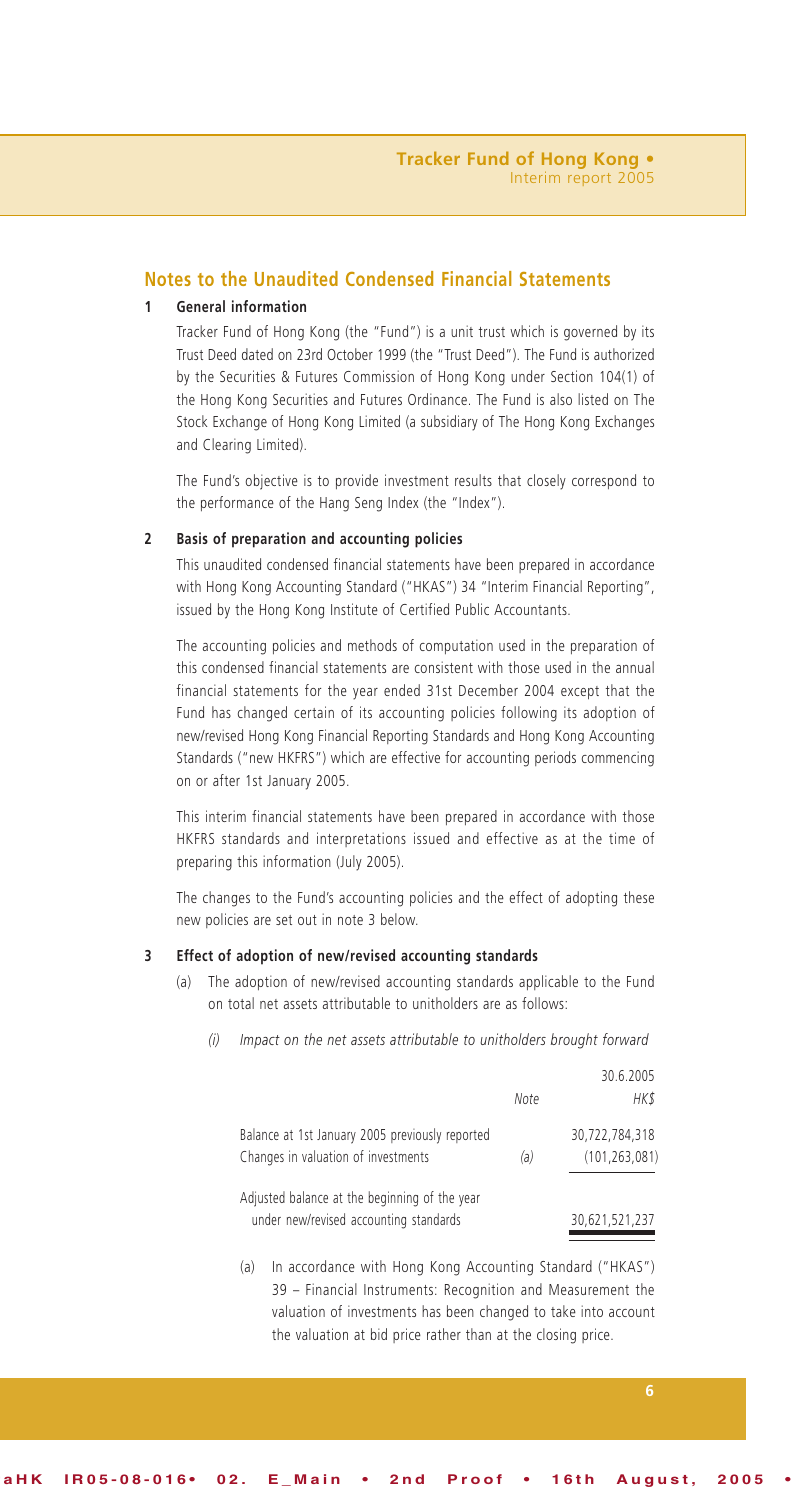## Notes to the Unaudited Condensed Financial Statements

### 1 General information

Tracker Fund of Hong Kong (the "Fund") is a unit trust which is governed by its Trust Deed dated on 23rd October 1999 (the "Trust Deed"). The Fund is authorized by the Securities & Futures Commission of Hong Kong under Section 104(1) of the Hong Kong Securities and Futures Ordinance. The Fund is also listed on The Stock Exchange of Hong Kong Limited (a subsidiary of The Hong Kong Exchanges and Clearing Limited).

The Fund's objective is to provide investment results that closely correspond to the performance of the Hang Seng Index (the "Index").

### 2 Basis of preparation and accounting policies

This unaudited condensed financial statements have been prepared in accordance with Hong Kong Accounting Standard ("HKAS") 34 "Interim Financial Reporting", issued by the Hong Kong Institute of Certified Public Accountants.

The accounting policies and methods of computation used in the preparation of this condensed financial statements are consistent with those used in the annual financial statements for the year ended 31st December 2004 except that the Fund has changed certain of its accounting policies following its adoption of new/revised Hong Kong Financial Reporting Standards and Hong Kong Accounting Standards ("new HKFRS") which are effective for accounting periods commencing on or after 1st January 2005.

This interim financial statements have been prepared in accordance with those HKFRS standards and interpretations issued and effective as at the time of preparing this information (July 2005).

The changes to the Fund's accounting policies and the effect of adopting these new policies are set out in note 3 below.

### 3 Effect of adoption of new/revised accounting standards

(a) The adoption of new/revised accounting standards applicable to the Fund on total net assets attributable to unitholders are as follows:

*(i) Impact on the net assets attributable to unitholders brought forward*

| | Note | 30.6.2005 HK$ |
|---|---|---|
| Balance at 1st January 2005 previously reported | | 30,722,784,318 |
| Changes in valuation of investments | (a) | (101,263,081) |
| Adjusted balance at the beginning of the year under new/revised accounting standards | | 30,621,521,237 |

(a) In accordance with Hong Kong Accounting Standard ("HKAS") 39 – Financial Instruments: Recognition and Measurement the valuation of investments has been changed to take into account the valuation at bid price rather than at the closing price.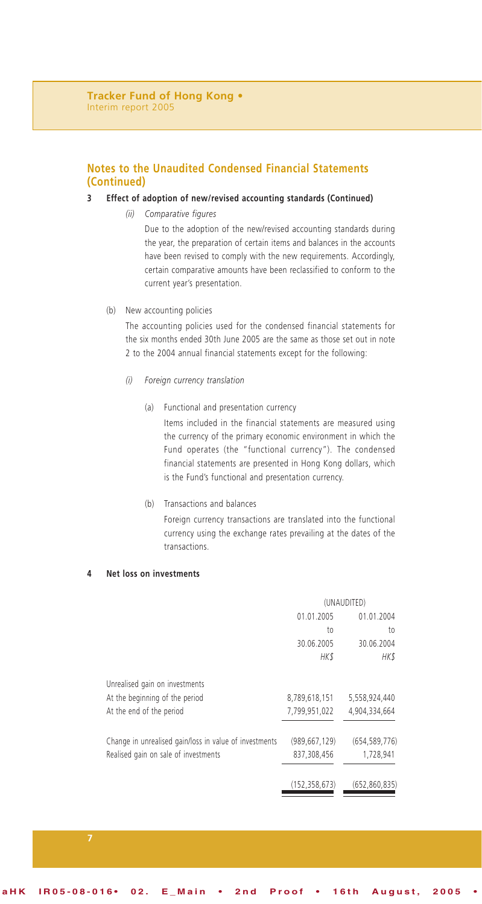## Notes to the Unaudited Condensed Financial Statements (Continued)

**3 Effect of adoption of new/revised accounting standards (Continued)**

*(ii) Comparative figures*

Due to the adoption of the new/revised accounting standards during the year, the preparation of certain items and balances in the accounts have been revised to comply with the new requirements. Accordingly, certain comparative amounts have been reclassified to conform to the current year's presentation.

(b) New accounting policies

The accounting policies used for the condensed financial statements for the six months ended 30th June 2005 are the same as those set out in note 2 to the 2004 annual financial statements except for the following:

*(i) Foreign currency translation*

(a) Functional and presentation currency

Items included in the financial statements are measured using the currency of the primary economic environment in which the Fund operates (the "functional currency"). The condensed financial statements are presented in Hong Kong dollars, which is the Fund's functional and presentation currency.

(b) Transactions and balances

Foreign currency transactions are translated into the functional currency using the exchange rates prevailing at the dates of the transactions.

**4 Net loss on investments**

| | (UNAUDITED) | |
|---|---|---|
| | 01.01.2005 to 30.06.2005 | 01.01.2004 to 30.06.2004 |
| | *HK$* | *HK$* |
| Unrealised gain on investments | | |
| At the beginning of the period | 8,789,618,151 | 5,558,924,440 |
| At the end of the period | 7,799,951,022 | 4,904,334,664 |
| Change in unrealised gain/loss in value of investments | (989,667,129) | (654,589,776) |
| Realised gain on sale of investments | 837,308,456 | 1,728,941 |
| | (152,358,673) | (652,860,835) |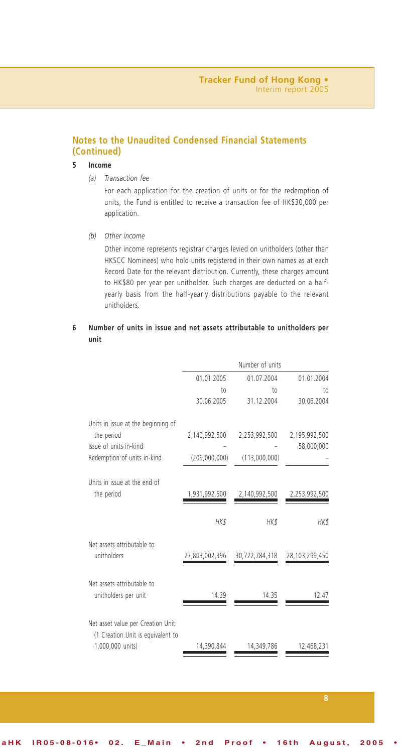## Notes to the Unaudited Condensed Financial Statements (Continued)

### 5 Income

*(a) Transaction fee*

For each application for the creation of units or for the redemption of units, the Fund is entitled to receive a transaction fee of HK$30,000 per application.

*(b) Other income*

Other income represents registrar charges levied on unitholders (other than HKSCC Nominees) who hold units registered in their own names as at each Record Date for the relevant distribution. Currently, these charges amount to HK$80 per year per unitholder. Such charges are deducted on a half-yearly basis from the half-yearly distributions payable to the relevant unitholders.

### 6 Number of units in issue and net assets attributable to unitholders per unit

| | Number of units | | |
|---|---|---|---|
| | 01.01.2005 to 30.06.2005 | 01.07.2004 to 31.12.2004 | 01.01.2004 to 30.06.2004 |
| Units in issue at the beginning of the period | 2,140,992,500 | 2,253,992,500 | 2,195,992,500 |
| Issue of units in-kind | – | – | 58,000,000 |
| Redemption of units in-kind | (209,000,000) | (113,000,000) | – |
| Units in issue at the end of the period | 1,931,992,500 | 2,140,992,500 | 2,253,992,500 |
| | *HK$* | *HK$* | *HK$* |
| Net assets attributable to unitholders | 27,803,002,396 | 30,722,784,318 | 28,103,299,450 |
| Net assets attributable to unitholders per unit | 14.39 | 14.35 | 12.47 |
| Net asset value per Creation Unit (1 Creation Unit is equivalent to 1,000,000 units) | 14,390,844 | 14,349,786 | 12,468,231 |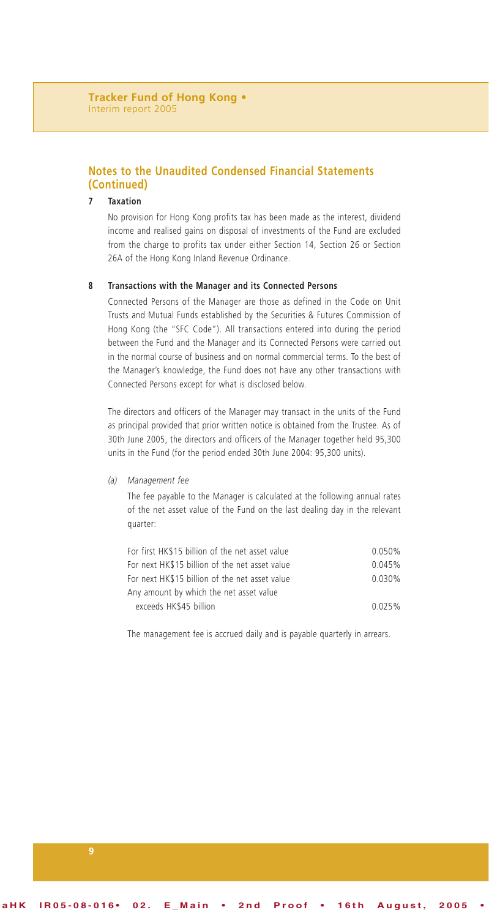## Notes to the Unaudited Condensed Financial Statements (Continued)

### 7 Taxation

No provision for Hong Kong profits tax has been made as the interest, dividend income and realised gains on disposal of investments of the Fund are excluded from the charge to profits tax under either Section 14, Section 26 or Section 26A of the Hong Kong Inland Revenue Ordinance.

### 8 Transactions with the Manager and its Connected Persons

Connected Persons of the Manager are those as defined in the Code on Unit Trusts and Mutual Funds established by the Securities & Futures Commission of Hong Kong (the "SFC Code"). All transactions entered into during the period between the Fund and the Manager and its Connected Persons were carried out in the normal course of business and on normal commercial terms. To the best of the Manager's knowledge, the Fund does not have any other transactions with Connected Persons except for what is disclosed below.

The directors and officers of the Manager may transact in the units of the Fund as principal provided that prior written notice is obtained from the Trustee. As of 30th June 2005, the directors and officers of the Manager together held 95,300 units in the Fund (for the period ended 30th June 2004: 95,300 units).

*(a) Management fee*

The fee payable to the Manager is calculated at the following annual rates of the net asset value of the Fund on the last dealing day in the relevant quarter:

| | |
|---|---|
| For first HK$15 billion of the net asset value | 0.050% |
| For next HK$15 billion of the net asset value | 0.045% |
| For next HK$15 billion of the net asset value | 0.030% |
| Any amount by which the net asset value exceeds HK$45 billion | 0.025% |

The management fee is accrued daily and is payable quarterly in arrears.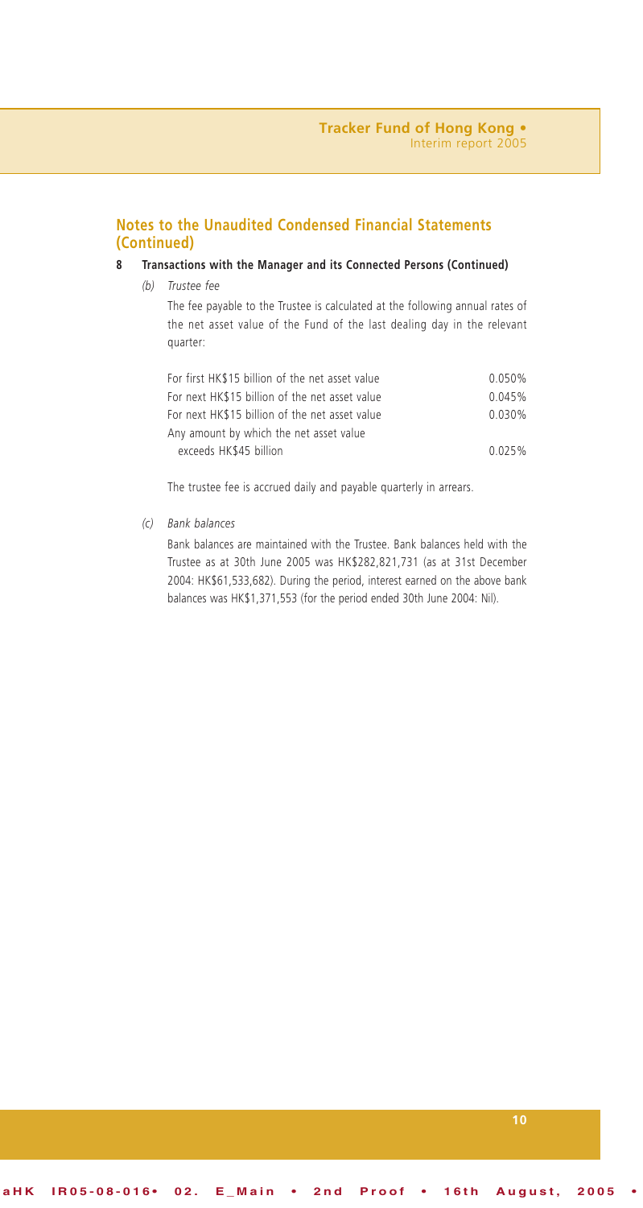## Notes to the Unaudited Condensed Financial Statements (Continued)

### 8 Transactions with the Manager and its Connected Persons (Continued)

*(b) Trustee fee*

The fee payable to the Trustee is calculated at the following annual rates of the net asset value of the Fund of the last dealing day in the relevant quarter:

| | |
|---|---|
| For first HK$15 billion of the net asset value | 0.050% |
| For next HK$15 billion of the net asset value | 0.045% |
| For next HK$15 billion of the net asset value | 0.030% |
| Any amount by which the net asset value exceeds HK$45 billion | 0.025% |

The trustee fee is accrued daily and payable quarterly in arrears.

*(c) Bank balances*

Bank balances are maintained with the Trustee. Bank balances held with the Trustee as at 30th June 2005 was HK$282,821,731 (as at 31st December 2004: HK$61,533,682). During the period, interest earned on the above bank balances was HK$1,371,553 (for the period ended 30th June 2004: Nil).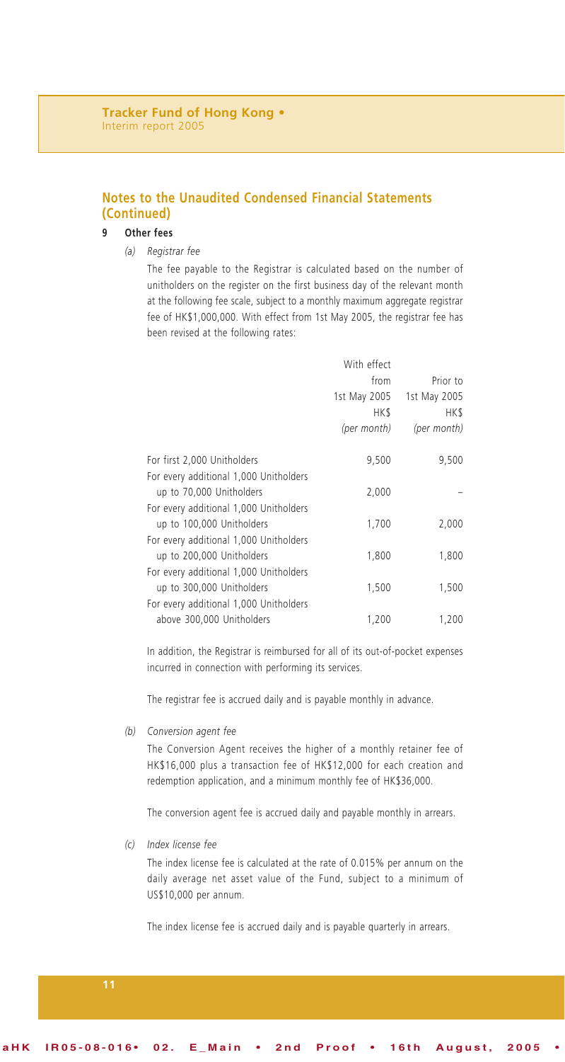## Notes to the Unaudited Condensed Financial Statements (Continued)

### 9 Other fees

*(a) Registrar fee*

The fee payable to the Registrar is calculated based on the number of unitholders on the register on the first business day of the relevant month at the following fee scale, subject to a monthly maximum aggregate registrar fee of HK$1,000,000. With effect from 1st May 2005, the registrar fee has been revised at the following rates:

| | With effect from 1st May 2005 HK$ *(per month)* | Prior to 1st May 2005 HK$ *(per month)* |
|---|---|---|
| For first 2,000 Unitholders | 9,500 | 9,500 |
| For every additional 1,000 Unitholders up to 70,000 Unitholders | 2,000 | – |
| For every additional 1,000 Unitholders up to 100,000 Unitholders | 1,700 | 2,000 |
| For every additional 1,000 Unitholders up to 200,000 Unitholders | 1,800 | 1,800 |
| For every additional 1,000 Unitholders up to 300,000 Unitholders | 1,500 | 1,500 |
| For every additional 1,000 Unitholders above 300,000 Unitholders | 1,200 | 1,200 |

In addition, the Registrar is reimbursed for all of its out-of-pocket expenses incurred in connection with performing its services.

The registrar fee is accrued daily and is payable monthly in advance.

*(b) Conversion agent fee*

The Conversion Agent receives the higher of a monthly retainer fee of HK$16,000 plus a transaction fee of HK$12,000 for each creation and redemption application, and a minimum monthly fee of HK$36,000.

The conversion agent fee is accrued daily and payable monthly in arrears.

*(c) Index license fee*

The index license fee is calculated at the rate of 0.015% per annum on the daily average net asset value of the Fund, subject to a minimum of US$10,000 per annum.

The index license fee is accrued daily and is payable quarterly in arrears.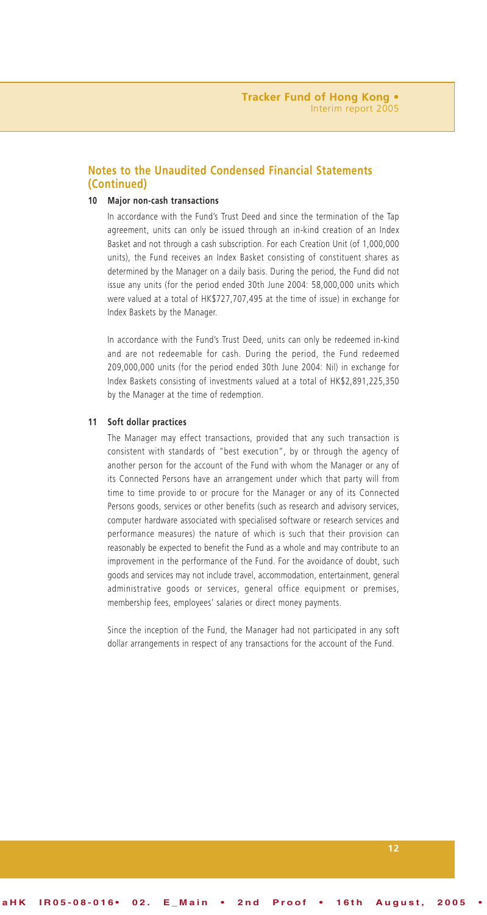## Notes to the Unaudited Condensed Financial Statements (Continued)

### 10 Major non-cash transactions

In accordance with the Fund's Trust Deed and since the termination of the Tap agreement, units can only be issued through an in-kind creation of an Index Basket and not through a cash subscription. For each Creation Unit (of 1,000,000 units), the Fund receives an Index Basket consisting of constituent shares as determined by the Manager on a daily basis. During the period, the Fund did not issue any units (for the period ended 30th June 2004: 58,000,000 units which were valued at a total of HK$727,707,495 at the time of issue) in exchange for Index Baskets by the Manager.

In accordance with the Fund's Trust Deed, units can only be redeemed in-kind and are not redeemable for cash. During the period, the Fund redeemed 209,000,000 units (for the period ended 30th June 2004: Nil) in exchange for Index Baskets consisting of investments valued at a total of HK$2,891,225,350 by the Manager at the time of redemption.

### 11 Soft dollar practices

The Manager may effect transactions, provided that any such transaction is consistent with standards of "best execution", by or through the agency of another person for the account of the Fund with whom the Manager or any of its Connected Persons have an arrangement under which that party will from time to time provide to or procure for the Manager or any of its Connected Persons goods, services or other benefits (such as research and advisory services, computer hardware associated with specialised software or research services and performance measures) the nature of which is such that their provision can reasonably be expected to benefit the Fund as a whole and may contribute to an improvement in the performance of the Fund. For the avoidance of doubt, such goods and services may not include travel, accommodation, entertainment, general administrative goods or services, general office equipment or premises, membership fees, employees' salaries or direct money payments.

Since the inception of the Fund, the Manager had not participated in any soft dollar arrangements in respect of any transactions for the account of the Fund.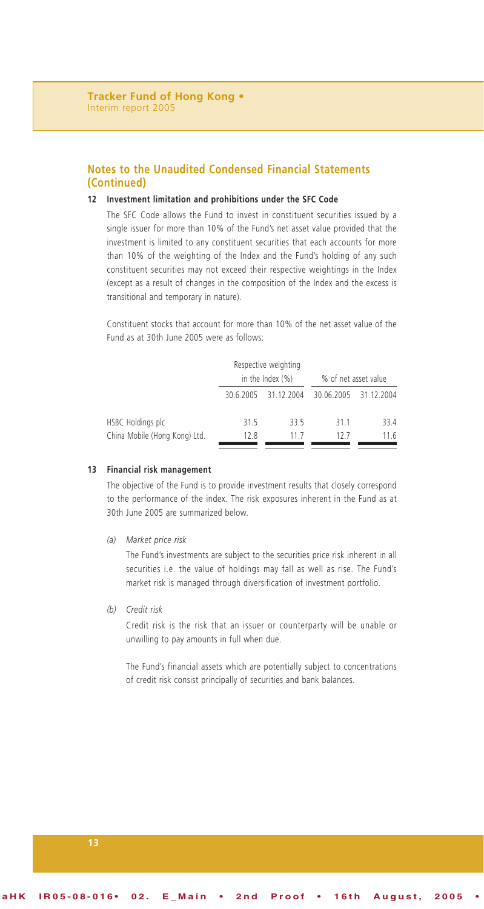## Notes to the Unaudited Condensed Financial Statements (Continued)

### 12 Investment limitation and prohibitions under the SFC Code

The SFC Code allows the Fund to invest in constituent securities issued by a single issuer for more than 10% of the Fund's net asset value provided that the investment is limited to any constituent securities that each accounts for more than 10% of the weighting of the Index and the Fund's holding of any such constituent securities may not exceed their respective weightings in the Index (except as a result of changes in the composition of the Index and the excess is transitional and temporary in nature).

Constituent stocks that account for more than 10% of the net asset value of the Fund as at 30th June 2005 were as follows:

| | Respective weighting in the Index (%) | | % of net asset value | |
|---|---|---|---|---|
| | 30.6.2005 | 31.12.2004 | 30.06.2005 | 31.12.2004 |
| HSBC Holdings plc | 31.5 | 33.5 | 31.1 | 33.4 |
| China Mobile (Hong Kong) Ltd. | 12.8 | 11.7 | 12.7 | 11.6 |

### 13 Financial risk management

The objective of the Fund is to provide investment results that closely correspond to the performance of the index. The risk exposures inherent in the Fund as at 30th June 2005 are summarized below.

*(a) Market price risk*

The Fund's investments are subject to the securities price risk inherent in all securities i.e. the value of holdings may fall as well as rise. The Fund's market risk is managed through diversification of investment portfolio.

*(b) Credit risk*

Credit risk is the risk that an issuer or counterparty will be unable or unwilling to pay amounts in full when due.

The Fund's financial assets which are potentially subject to concentrations of credit risk consist principally of securities and bank balances.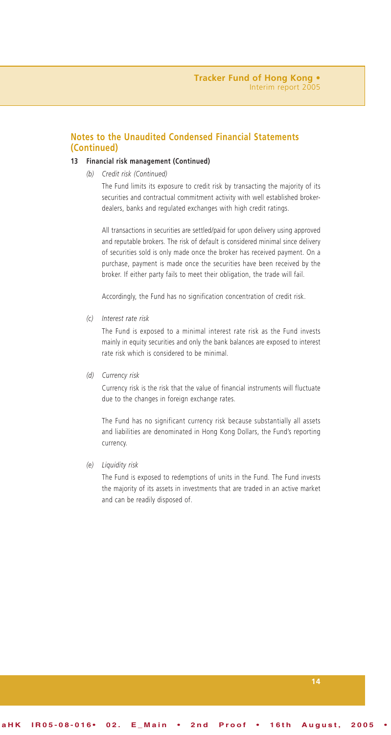## Notes to the Unaudited Condensed Financial Statements (Continued)

### 13 Financial risk management (Continued)

*(b) Credit risk (Continued)*

The Fund limits its exposure to credit risk by transacting the majority of its securities and contractual commitment activity with well established broker-dealers, banks and regulated exchanges with high credit ratings.

All transactions in securities are settled/paid for upon delivery using approved and reputable brokers. The risk of default is considered minimal since delivery of securities sold is only made once the broker has received payment. On a purchase, payment is made once the securities have been received by the broker. If either party fails to meet their obligation, the trade will fail.

Accordingly, the Fund has no signification concentration of credit risk.

*(c) Interest rate risk*

The Fund is exposed to a minimal interest rate risk as the Fund invests mainly in equity securities and only the bank balances are exposed to interest rate risk which is considered to be minimal.

*(d) Currency risk*

Currency risk is the risk that the value of financial instruments will fluctuate due to the changes in foreign exchange rates.

The Fund has no significant currency risk because substantially all assets and liabilities are denominated in Hong Kong Dollars, the Fund's reporting currency.

*(e) Liquidity risk*

The Fund is exposed to redemptions of units in the Fund. The Fund invests the majority of its assets in investments that are traded in an active market and can be readily disposed of.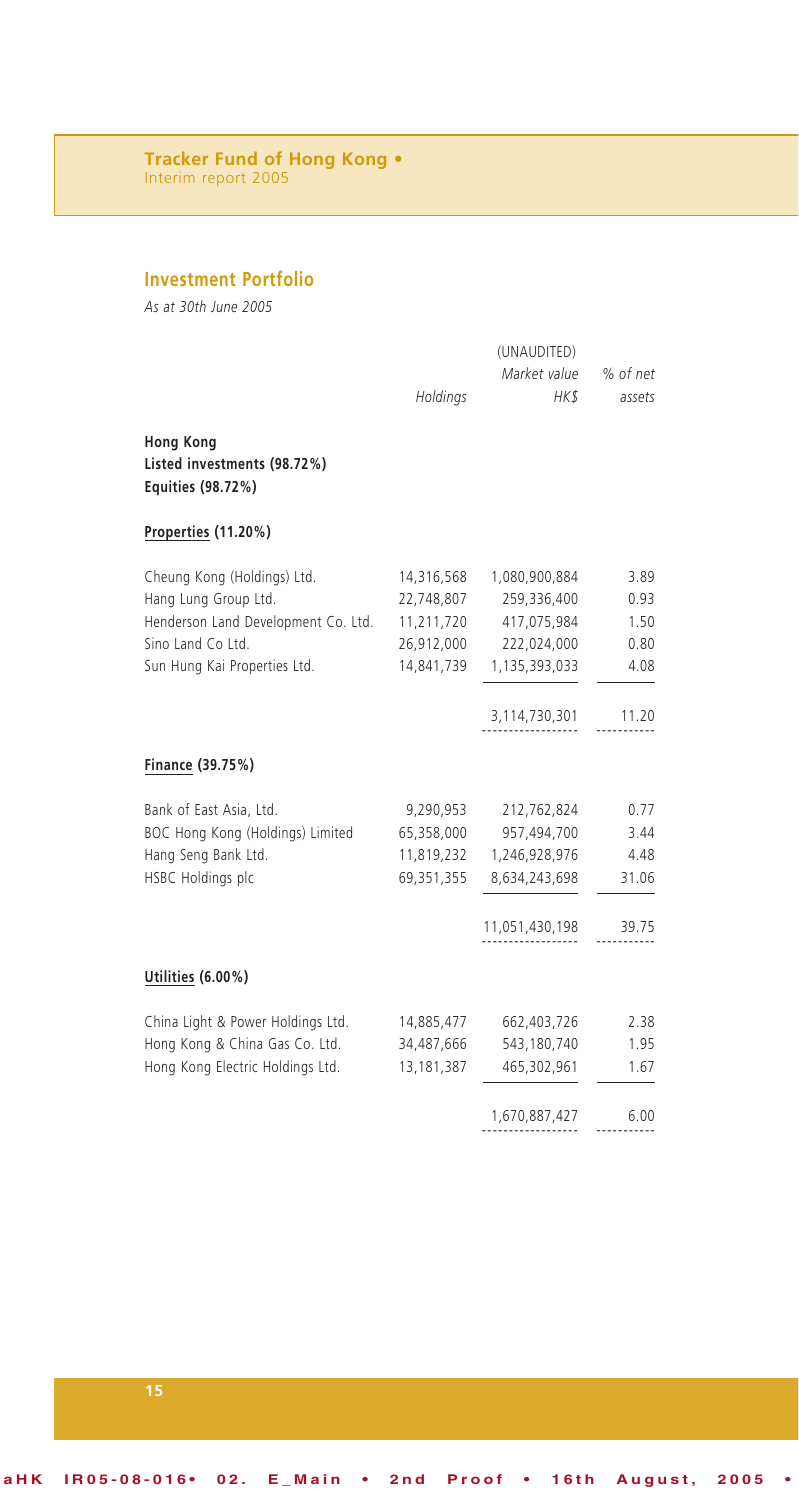## Investment Portfolio

*As at 30th June 2005*

| | Holdings | (UNAUDITED) Market value HK$ | % of net assets |
|---|---|---|---|
| **Hong Kong** | | | |
| **Listed investments (98.72%)** | | | |
| **Equities (98.72%)** | | | |
| **Properties (11.20%)** | | | |
| Cheung Kong (Holdings) Ltd. | 14,316,568 | 1,080,900,884 | 3.89 |
| Hang Lung Group Ltd. | 22,748,807 | 259,336,400 | 0.93 |
| Henderson Land Development Co. Ltd. | 11,211,720 | 417,075,984 | 1.50 |
| Sino Land Co Ltd. | 26,912,000 | 222,024,000 | 0.80 |
| Sun Hung Kai Properties Ltd. | 14,841,739 | 1,135,393,033 | 4.08 |
| | | 3,114,730,301 | 11.20 |
| **Finance (39.75%)** | | | |
| Bank of East Asia, Ltd. | 9,290,953 | 212,762,824 | 0.77 |
| BOC Hong Kong (Holdings) Limited | 65,358,000 | 957,494,700 | 3.44 |
| Hang Seng Bank Ltd. | 11,819,232 | 1,246,928,976 | 4.48 |
| HSBC Holdings plc | 69,351,355 | 8,634,243,698 | 31.06 |
| | | 11,051,430,198 | 39.75 |
| **Utilities (6.00%)** | | | |
| China Light & Power Holdings Ltd. | 14,885,477 | 662,403,726 | 2.38 |
| Hong Kong & China Gas Co. Ltd. | 34,487,666 | 543,180,740 | 1.95 |
| Hong Kong Electric Holdings Ltd. | 13,181,387 | 465,302,961 | 1.67 |
| | | 1,670,887,427 | 6.00 |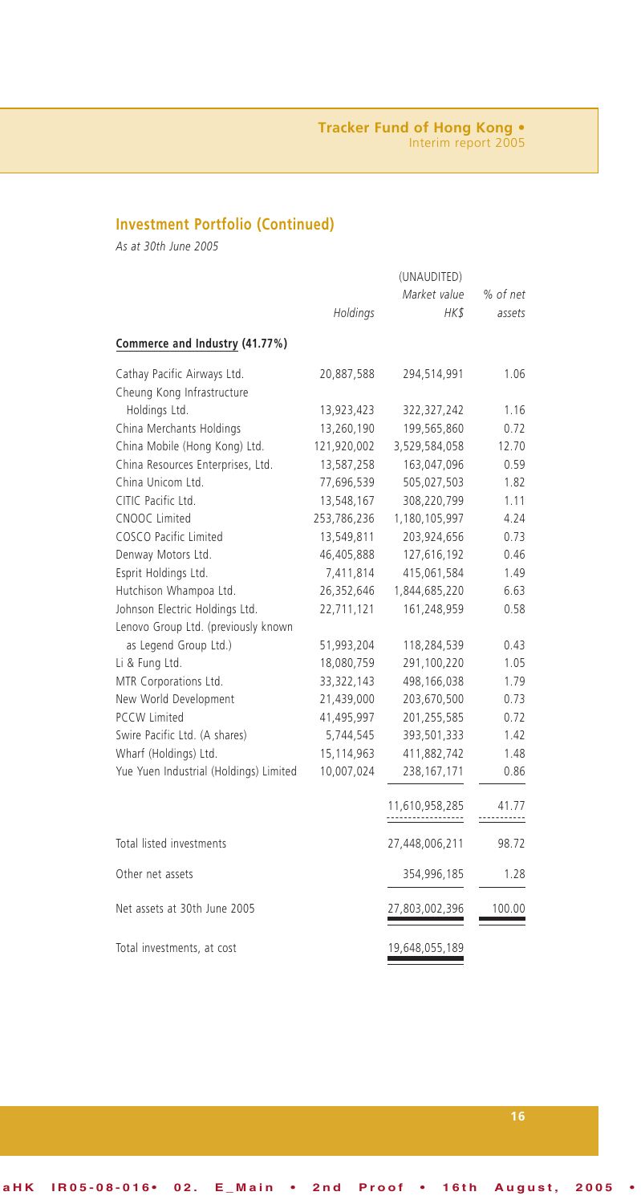## Investment Portfolio (Continued)

*As at 30th June 2005*

| | Holdings | (UNAUDITED) *Market value* HK$ | *% of net assets* |
|---|---|---|---|
| **Commerce and Industry (41.77%)** | | | |
| Cathay Pacific Airways Ltd. | 20,887,588 | 294,514,991 | 1.06 |
| Cheung Kong Infrastructure Holdings Ltd. | 13,923,423 | 322,327,242 | 1.16 |
| China Merchants Holdings | 13,260,190 | 199,565,860 | 0.72 |
| China Mobile (Hong Kong) Ltd. | 121,920,002 | 3,529,584,058 | 12.70 |
| China Resources Enterprises, Ltd. | 13,587,258 | 163,047,096 | 0.59 |
| China Unicom Ltd. | 77,696,539 | 505,027,503 | 1.82 |
| CITIC Pacific Ltd. | 13,548,167 | 308,220,799 | 1.11 |
| CNOOC Limited | 253,786,236 | 1,180,105,997 | 4.24 |
| COSCO Pacific Limited | 13,549,811 | 203,924,656 | 0.73 |
| Denway Motors Ltd. | 46,405,888 | 127,616,192 | 0.46 |
| Esprit Holdings Ltd. | 7,411,814 | 415,061,584 | 1.49 |
| Hutchison Whampoa Ltd. | 26,352,646 | 1,844,685,220 | 6.63 |
| Johnson Electric Holdings Ltd. | 22,711,121 | 161,248,959 | 0.58 |
| Lenovo Group Ltd. (previously known as Legend Group Ltd.) | 51,993,204 | 118,284,539 | 0.43 |
| Li & Fung Ltd. | 18,080,759 | 291,100,220 | 1.05 |
| MTR Corporations Ltd. | 33,322,143 | 498,166,038 | 1.79 |
| New World Development | 21,439,000 | 203,670,500 | 0.73 |
| PCCW Limited | 41,495,997 | 201,255,585 | 0.72 |
| Swire Pacific Ltd. (A shares) | 5,744,545 | 393,501,333 | 1.42 |
| Wharf (Holdings) Ltd. | 15,114,963 | 411,882,742 | 1.48 |
| Yue Yuen Industrial (Holdings) Limited | 10,007,024 | 238,167,171 | 0.86 |
| | | 11,610,958,285 | 41.77 |
| Total listed investments | | 27,448,006,211 | 98.72 |
| Other net assets | | 354,996,185 | 1.28 |
| Net assets at 30th June 2005 | | 27,803,002,396 | 100.00 |
| Total investments, at cost | | 19,648,055,189 | |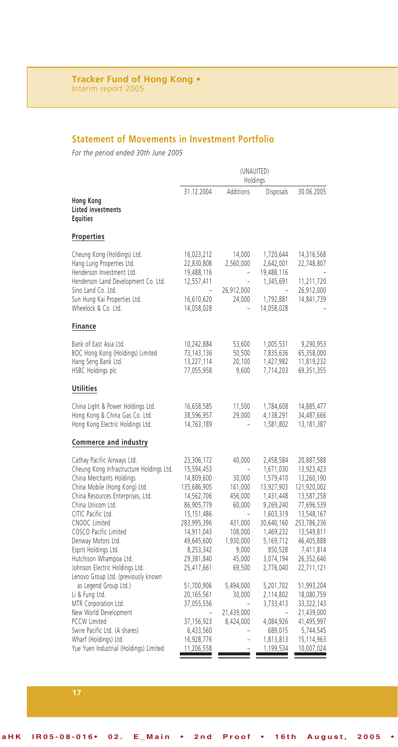## Statement of Movements in Investment Portfolio

*For the period ended 30th June 2005*

| | (UNAUDITED) Holdings | | | |
|---|---|---|---|---|
| | 31.12.2004 | Additions | Disposals | 30.06.2005 |
| **Hong Kong** | | | | |
| **Listed investments** | | | | |
| **Equities** | | | | |
| **Properties** | | | | |
| Cheung Kong (Holdings) Ltd. | 16,023,212 | 14,000 | 1,720,644 | 14,316,568 |
| Hang Lung Properties Ltd. | 22,830,808 | 2,560,000 | 2,642,001 | 22,748,807 |
| Henderson Investment Ltd. | 19,488,116 | – | 19,488,116 | – |
| Henderson Land Development Co. Ltd. | 12,557,411 | – | 1,345,691 | 11,211,720 |
| Sino Land Co. Ltd. | – | 26,912,000 | – | 26,912,000 |
| Sun Hung Kai Properties Ltd. | 16,610,620 | 24,000 | 1,792,881 | 14,841,739 |
| Wheelock & Co. Ltd. | 14,058,028 | – | 14,058,028 | – |
| **Finance** | | | | |
| Bank of East Asia Ltd. | 10,242,884 | 53,600 | 1,005,531 | 9,290,953 |
| BOC Hong Kong (Holdings) Limited | 73,143,136 | 50,500 | 7,835,636 | 65,358,000 |
| Hang Seng Bank Ltd. | 13,227,114 | 20,100 | 1,427,982 | 11,819,232 |
| HSBC Holdings plc | 77,055,958 | 9,600 | 7,714,203 | 69,351,355 |
| **Utilities** | | | | |
| China Light & Power Holdings Ltd. | 16,658,585 | 11,500 | 1,784,608 | 14,885,477 |
| Hong Kong & China Gas Co. Ltd. | 38,596,957 | 29,000 | 4,138,291 | 34,487,666 |
| Hong Kong Electric Holdings Ltd. | 14,763,189 | – | 1,581,802 | 13,181,387 |
| **Commerce and industry** | | | | |
| Cathay Pacific Airways Ltd. | 23,306,172 | 40,000 | 2,458,584 | 20,887,588 |
| Cheung Kong Infrastructure Holdings Ltd. | 15,594,453 | – | 1,671,030 | 13,923,423 |
| China Merchants Holdings | 14,809,600 | 30,000 | 1,579,410 | 13,260,190 |
| China Mobile (Hong Kong) Ltd. | 135,686,905 | 161,000 | 13,927,903 | 121,920,002 |
| China Resources Enterprises, Ltd. | 14,562,706 | 456,000 | 1,431,448 | 13,587,258 |
| China Unicom Ltd. | 86,905,779 | 60,000 | 9,269,240 | 77,696,539 |
| CITIC Pacific Ltd. | 15,151,486 | – | 1,603,319 | 13,548,167 |
| CNOOC Limited | 283,995,396 | 431,000 | 30,640,160 | 253,786,236 |
| COSCO Pacific Limited | 14,911,043 | 108,000 | 1,469,232 | 13,549,811 |
| Denway Motors Ltd. | 49,645,600 | 1,930,000 | 5,169,712 | 46,405,888 |
| Esprit Holdings Ltd. | 8,253,342 | 9,000 | 850,528 | 7,411,814 |
| Hutchison Whampoa Ltd. | 29,381,840 | 45,000 | 3,074,194 | 26,352,646 |
| Johnson Electric Holdings Ltd. | 25,417,661 | 69,500 | 2,776,040 | 22,711,121 |
| Lenovo Group Ltd. (previously known as Legend Group Ltd.) | 51,700,906 | 5,494,000 | 5,201,702 | 51,993,204 |
| Li & Fung Ltd. | 20,165,561 | 30,000 | 2,114,802 | 18,080,759 |
| MTR Corporation Ltd. | 37,055,556 | – | 3,733,413 | 33,322,143 |
| New World Development | – | 21,439,000 | – | 21,439,000 |
| PCCW Limited | 37,156,923 | 8,424,000 | 4,084,926 | 41,495,997 |
| Swire Pacific Ltd. (A shares) | 6,433,560 | – | 689,015 | 5,744,545 |
| Wharf (Holdings) Ltd. | 16,928,776 | – | 1,813,813 | 15,114,963 |
| Yue Yuen Industrial (Holdings) Limited | 11,206,558 | – | 1,199,534 | 10,007,024 |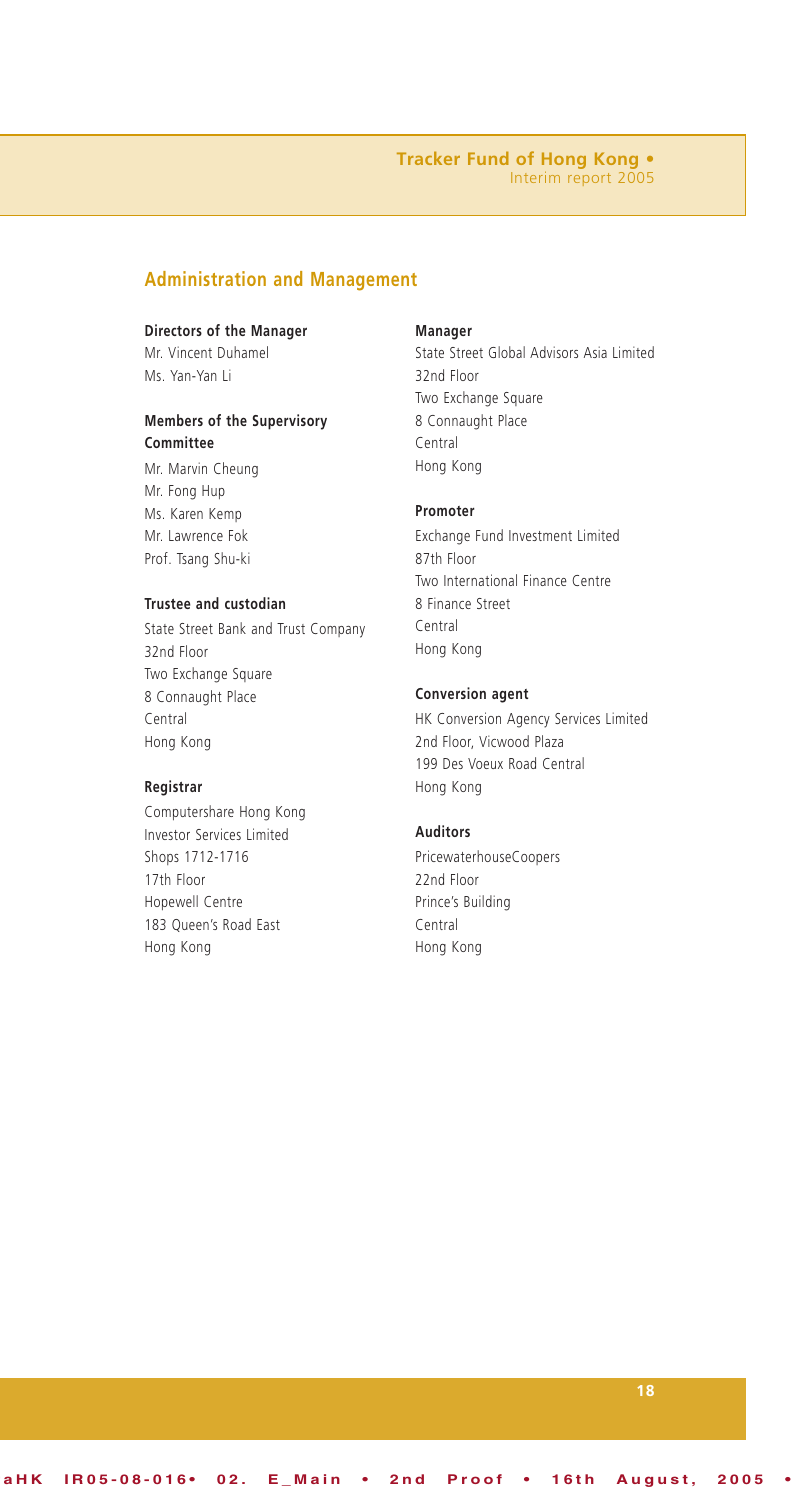## Administration and Management

**Directors of the Manager**

Mr. Vincent Duhamel
Ms. Yan-Yan Li

**Members of the Supervisory Committee**

Mr. Marvin Cheung
Mr. Fong Hup
Ms. Karen Kemp
Mr. Lawrence Fok
Prof. Tsang Shu-ki

**Trustee and custodian**

State Street Bank and Trust Company
32nd Floor
Two Exchange Square
8 Connaught Place
Central
Hong Kong

**Registrar**

Computershare Hong Kong
Investor Services Limited
Shops 1712-1716
17th Floor
Hopewell Centre
183 Queen's Road East
Hong Kong

**Manager**

State Street Global Advisors Asia Limited
32nd Floor
Two Exchange Square
8 Connaught Place
Central
Hong Kong

**Promoter**

Exchange Fund Investment Limited
87th Floor
Two International Finance Centre
8 Finance Street
Central
Hong Kong

**Conversion agent**

HK Conversion Agency Services Limited
2nd Floor, Vicwood Plaza
199 Des Voeux Road Central
Hong Kong

**Auditors**

PricewaterhouseCoopers
22nd Floor
Prince's Building
Central
Hong Kong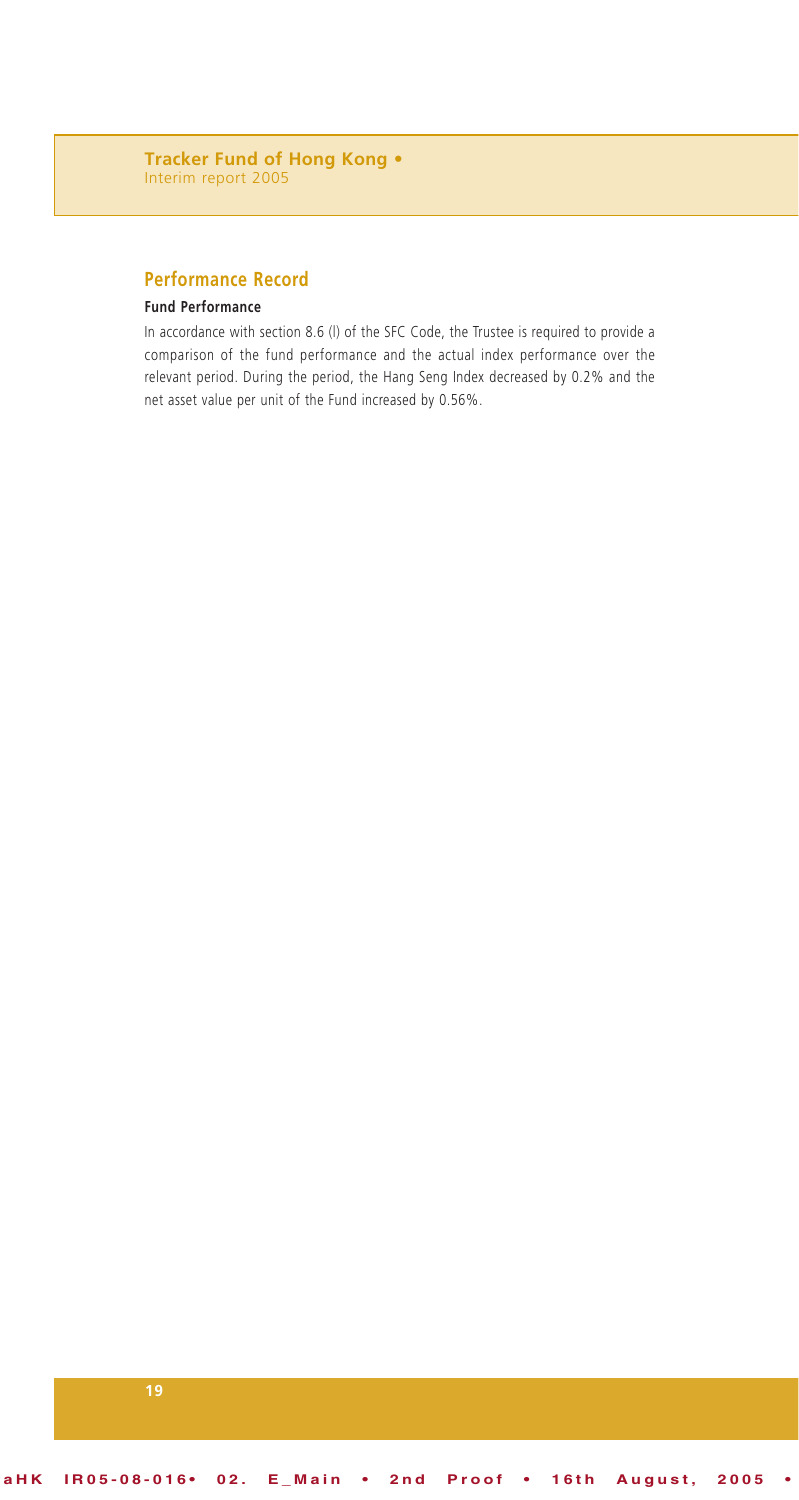## Performance Record

### Fund Performance

In accordance with section 8.6 (l) of the SFC Code, the Trustee is required to provide a comparison of the fund performance and the actual index performance over the relevant period. During the period, the Hang Seng Index decreased by 0.2% and the net asset value per unit of the Fund increased by 0.56%.